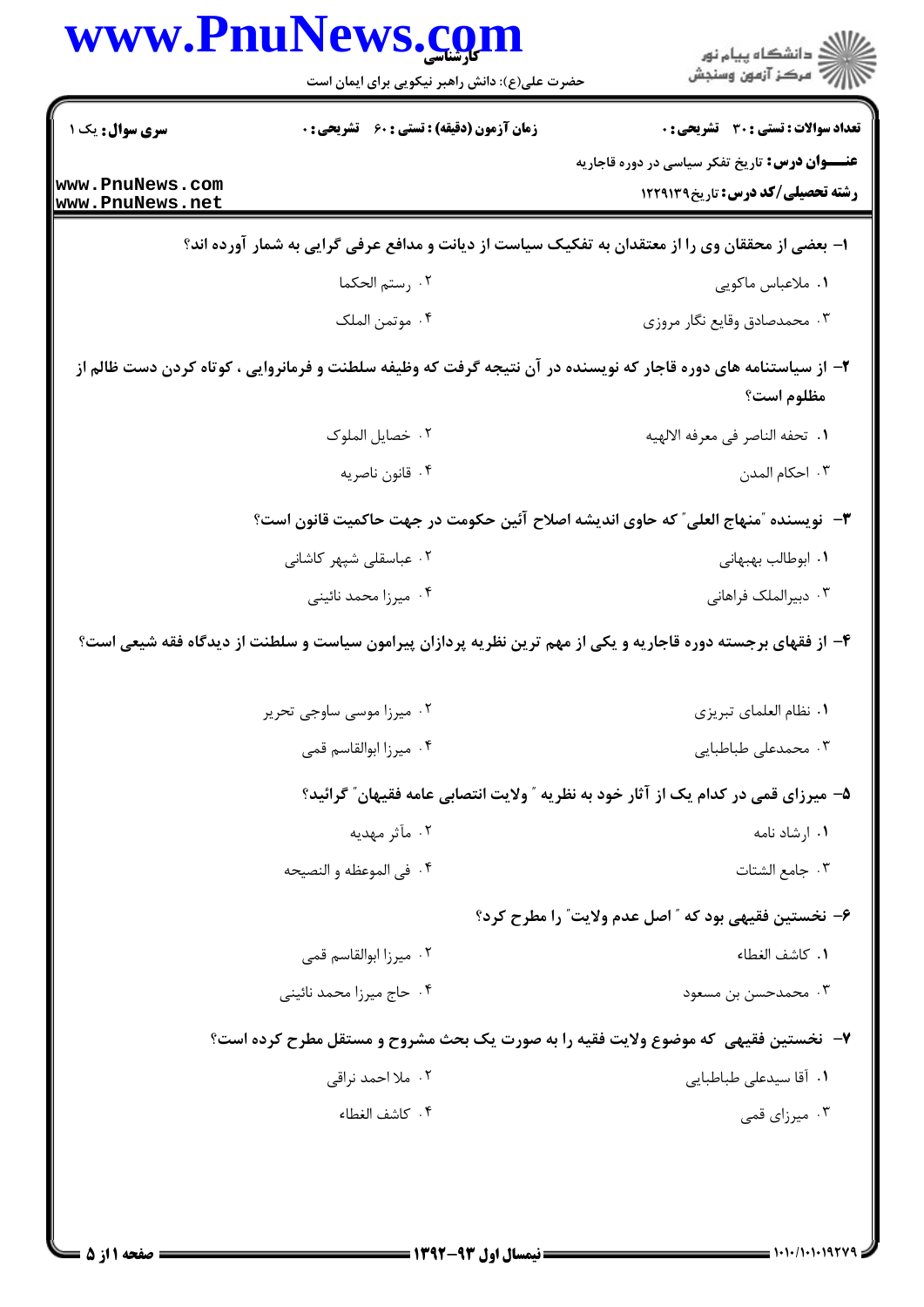**سری سوال:** یک ۱

**زمان آزمون (دقیقه) : تستی : ۶۰ تشریحی : ۰**

**تعداد سوالات : تستی : ۳۰ تشریحی : ۰**

**عنـــوان درس:** تاریخ تفکر سیاسی در دوره قاجاریه

**رشته تحصیلی/کد درس:** تاریخ۱۲۲۹۱۳۹

۱- بعضی از محققان وی را از معتقدان به تفکیک سیاست از دیانت و مدافع عرفی گرایی به شمار آورده اند؟

۱. ملاعباس ماکویی
۲. رستم الحکما
۳. محمدصادق وقایع نگار مروزی
۴. موتمن الملک

۲- از سیاستنامه های دوره قاجار که نویسنده در آن نتیجه گرفت که وظیفه سلطنت و فرمانروایی ، کوتاه کردن دست ظالم از مظلوم است؟

۱. تحفه الناصر فی معرفه الالهیه
۲. خصایل الملوک
۳. احکام المدن
۴. قانون ناصریه

۳- نویسنده "منهاج العلی" که حاوی اندیشه اصلاح آئین حکومت در جهت حاکمیت قانون است؟

۱. ابوطالب بهبهانی
۲. عباسقلی شپهر کاشانی
۳. دبیرالملک فراهانی
۴. میرزا محمد نائینی

۴- از فقهای برجسته دوره قاجاریه و یکی از مهم ترین نظریه پردازان پیرامون سیاست و سلطنت از دیدگاه فقه شیعی است؟

۱. نظام العلمای تبریزی
۲. میرزا موسی ساوجی تحریر
۳. محمدعلی طباطبایی
۴. میرزا ابوالقاسم قمی

۵- میرزای قمی در کدام یک از آثار خود به نظریه " ولایت انتصابی عامه فقیهان" گرائید؟

۱. ارشاد نامه
۲. مآثر مهدیه
۳. جامع الشتات
۴. فی الموعظه و النصیحه

۶- نخستین فقیهی بود که " اصل عدم ولایت" را مطرح کرد؟

۱. کاشف الغطاء
۲. میرزا ابوالقاسم قمی
۳. محمدحسن بن مسعود
۴. حاج میرزا محمد نائینی

۷- نخستین فقیهی که موضوع ولایت فقیه را به صورت یک بحث مشروح و مستقل مطرح کرده است؟

۱. آقا سیدعلی طباطبایی
۲. ملا احمد نراقی
۳. میرزای قمی
۴. کاشف الغطاء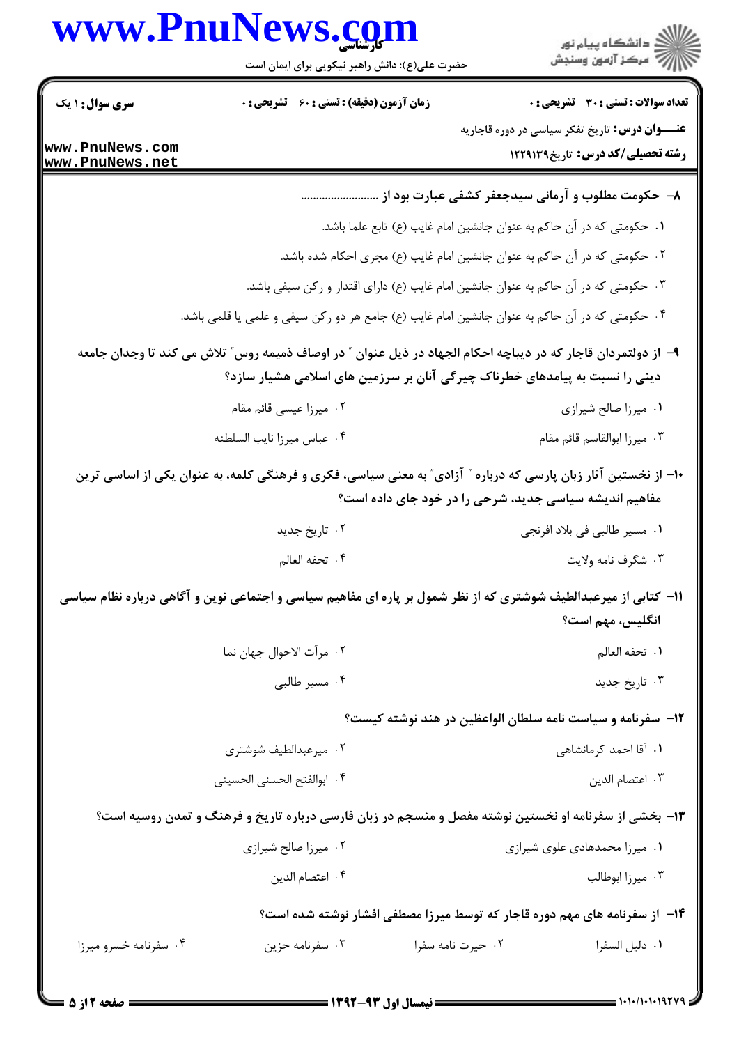۸- حکومت مطلوب و آرمانی سیدجعفر کشفی عبارت بود از .........................

۱. حکومتی که در آن حاکم به عنوان جانشین امام غایب (ع) تابع علما باشد.

۲. حکومتی که در آن حاکم به عنوان جانشین امام غایب (ع) مجری احکام شده باشد.

۳. حکومتی که در آن حاکم به عنوان جانشین امام غایب (ع) دارای اقتدار و رکن سیفی باشد.

۴. حکومتی که در آن حاکم به عنوان جانشین امام غایب (ع) جامع هر دو رکن سیفی و علمی یا قلمی باشد.

۹- از دولتمردان قاجار که در دیباچه احکام الجهاد در ذیل عنوان " در اوصاف ذمیمه روس" تلاش می کند تا وجدان جامعه دینی را نسبت به پیامدهای خطرناک چیرگی آنان بر سرزمین های اسلامی هشیار سازد؟

۱. میرزا صالح شیرازی

۲. میرزا عیسی قائم مقام

۳. میرزا ابوالقاسم قائم مقام

۴. عباس میرزا نایب السلطنه

۱۰- از نخستین آثار زبان پارسی که درباره " آزادی" به معنی سیاسی، فکری و فرهنگی کلمه، به عنوان یکی از اساسی ترین مفاهیم اندیشه سیاسی جدید، شرحی را در خود جای داده است؟

۱. مسیر طالبی فی بلاد افرنجی

۲. تاریخ جدید

۳. شگرف نامه ولایت

۴. تحفه العالم

۱۱- کتابی از میرعبداللطیف شوشتری که از نظر شمول بر پاره ای مفاهیم سیاسی و اجتماعی نوین و آگاهی درباره نظام سیاسی انگلیس، مهم است؟

۱. تحفه العالم

۲. مرآت الاحوال جهان نما

۳. تاریخ جدید

۴. مسیر طالبی

۱۲- سفرنامه و سیاست نامه سلطان الواعظین در هند نوشته کیست؟

۱. آقا احمد کرمانشاهی

۲. میرعبداللطیف شوشتری

۳. اعتصام الدین

۴. ابوالفتح الحسنی الحسینی

۱۳- بخشی از سفرنامه او نخستین نوشته مفصل و منسجم در زبان فارسی درباره تاریخ و فرهنگ و تمدن روسیه است؟

۱. میرزا محمدهادی علوی شیرازی

۲. میرزا صالح شیرازی

۳. میرزا ابوطالب

۴. اعتصام الدین

۱۴- از سفرنامه های مهم دوره قاجار که توسط میرزا مصطفی افشار نوشته شده است؟

۱. دلیل السفرا

۲. حیرت نامه سفرا

۳. سفرنامه حزین

۴. سفرنامه خسرو میرزا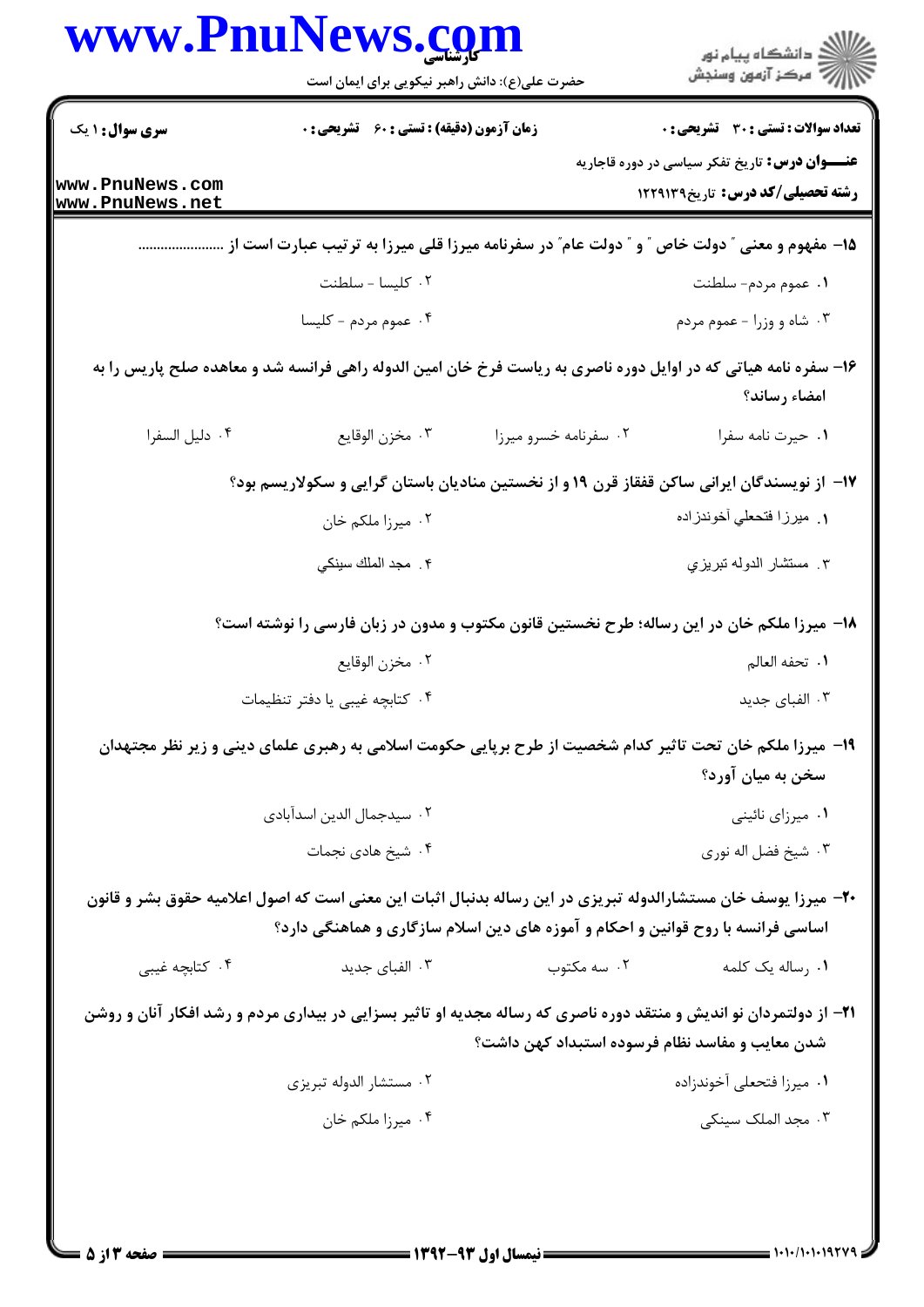۱۵– مفهوم و معنی " دولت خاص " و " دولت عام" در سفرنامه میرزا قلی میرزا به ترتیب عبارت است از .......................

۱. عموم مردم- سلطنت

۲. کلیسا - سلطنت

۳. شاه و وزرا - عموم مردم

۴. عموم مردم - کلیسا

۱۶– سفره نامه هیاتی که در اوایل دوره ناصری به ریاست فرخ خان امین الدوله راهی فرانسه شد و معاهده صلح پاریس را به امضاء رساند؟

۱. حیرت نامه سفرا

۲. سفرنامه خسرو میرزا

۳. مخزن الوقایع

۴. دلیل السفرا

۱۷– از نویسندگان ایرانی ساکن قفقاز قرن ۱۹ و از نخستین منادیان باستان گرایی و سکولاریسم بود؟

۱. میرزا فتحعلی آخوندزاده

۲. میرزا ملکم خان

۳. مستشار الدوله تبریزی

۴. مجد الملك سینکی

۱۸– میرزا ملکم خان در این رساله؛ طرح نخستین قانون مکتوب و مدون در زبان فارسی را نوشته است؟

۱. تحفه العالم

۲. مخزن الوقایع

۳. الفبای جدید

۴. کتابچه غیبی یا دفتر تنظیمات

۱۹– میرزا ملکم خان تحت تاثیر کدام شخصیت از طرح برپایی حکومت اسلامی به رهبری علمای دینی و زیر نظر مجتهدان سخن به میان آورد؟

۱. میرزای نائینی

۲. سیدجمال الدین اسدآبادی

۳. شیخ فضل اله نوری

۴. شیخ هادی نجمات

۲۰– میرزا یوسف خان مستشارالدوله تبریزی در این رساله بدنبال اثبات این معنی است که اصول اعلامیه حقوق بشر و قانون اساسی فرانسه با روح قوانین و احکام و آموزه های دین اسلام سازگاری و هماهنگی دارد؟

۱. رساله یک کلمه

۲. سه مکتوب

۳. الفبای جدید

۴. کتابچه غیبی

۲۱– از دولتمردان نو اندیش و منتقد دوره ناصری که رساله مجدیه او تاثیر بسزایی در بیداری مردم و رشد افکار آنان و روشن شدن معایب و مفاسد نظام فرسوده استبداد کهن داشت؟

۱. میرزا فتحعلی آخوندزاده

۲. مستشار الدوله تبریزی

۳. مجد الملک سینکی

۴. میرزا ملکم خان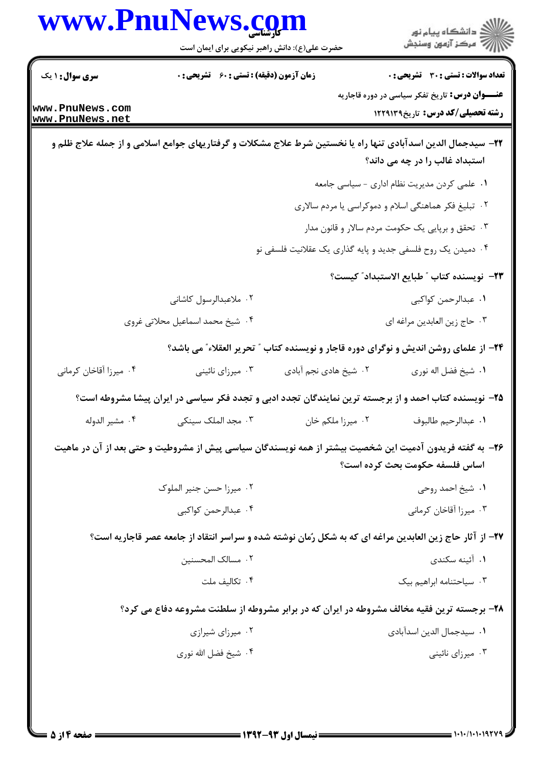**عنـــوان درس:** تاریخ تفکر سیاسی در دوره قاجاریه

**رشته تحصیلی/کد درس:** تاریخ۱۲۲۹۱۳۹

**تعداد سوالات: تستی: ۳۰ تشریحی: ۰** | **زمان آزمون (دقیقه): تستی: ۶۰ تشریحی: ۰** | **سری سوال: ۱ یک**

۲۲- سیدجمال الدین اسدآبادی تنها راه یا نخستین شرط علاج مشکلات و گرفتاریهای جوامع اسلامی و از جمله علاج ظلم و استبداد غالب را در چه می داند؟

۱. علمی کردن مدیریت نظام اداری - سیاسی جامعه

۲. تبلیغ فکر هماهنگی اسلام و دموکراسی یا مردم سالاری

۳. تحقق و برپایی یک حکومت مردم سالار و قانون مدار

۴. دمیدن یک روح فلسفی جدید و پایه گذاری یک عقلانیت فلسفی نو

۲۳- نویسنده کتاب " طبایع الاستبداد" کیست؟

۱. عبدالرحمن کواکبی

۲. ملاعبدالرسول کاشانی

۳. حاج زین العابدین مراغه ای

۴. شیخ محمد اسماعیل محلاتی غروی

۲۴- از علمای روشن اندیش و نوگرای دوره قاجار و نویسنده کتاب " تحریر العقلاء" می باشد؟

۱. شیخ فضل اله نوری

۲. شیخ هادی نجم آبادی

۳. میرزای نائینی

۴. میرزا آقاخان کرمانی

۲۵- نویسنده کتاب احمد و از برجسته ترین نمایندگان تجدد ادبی و تجدد فکر سیاسی در ایران پیشا مشروطه است؟

۱. عبدالرحیم طالبوف

۲. میرزا ملکم خان

۳. مجد الملک سینکی

۴. مشیر الدوله

۲۶- به گفته فریدون آدمیت این شخصیت بیشتر از همه نویسندگان سیاسی پیش از مشروطیت و حتی بعد از آن در ماهیت اساس فلسفه حکومت بحث کرده است؟

۱. شیخ احمد روحی

۲. میرزا حسن جنیر الملوک

۳. میرزا آقاخان کرمانی

۴. عبدالرحمن کواکبی

۲۷- از آثار حاج زین العابدین مراغه ای که به شکل رُمان نوشته شده و سراسر انتقاد از جامعه عصر قاجاریه است؟

۱. آئینه سکندی

۲. مسالک المحسنین

۳. سیاحتنامه ابراهیم بیک

۴. تکالیف ملت

۲۸- برجسته ترین فقیه مخالف مشروطه در ایران که در برابر مشروطه از سلطنت مشروعه دفاع می کرد؟

۱. سیدجمال الدین اسدآبادی

۲. میرزای شیرازی

۳. میرزای نائینی

۴. شیخ فضل الله نوری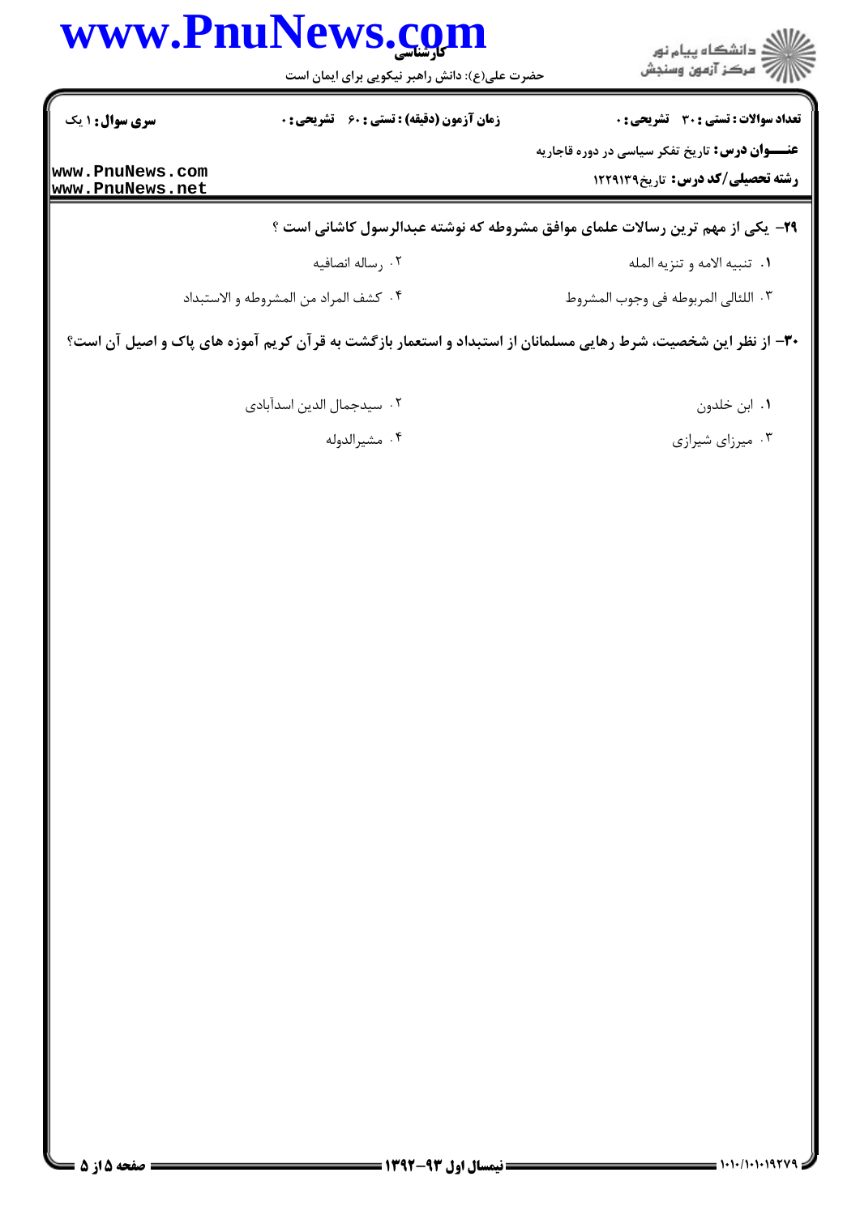۲۹- یکی از مهم ترین رسالات علمای موافق مشروطه که نوشته عبدالرسول کاشانی است ؟

۱. تنبیه الامه و تنزیه المله

۲. رساله انصافیه

۳. اللئالی المربوطه فی وجوب المشروط

۴. کشف المراد من المشروطه و الاستبداد

۳۰- از نظر این شخصیت، شرط رهایی مسلمانان از استبداد و استعمار بازگشت به قرآن کریم آموزه های پاک و اصیل آن است؟

۱. ابن خلدون

۲. سیدجمال الدین اسدآبادی

۳. میرزای شیرازی

۴. مشیرالدوله